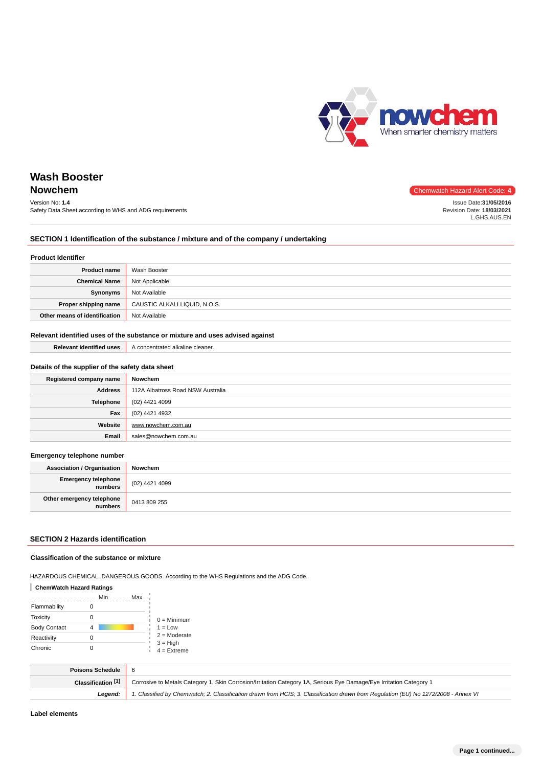# Wash Booster

## Nowchem

Chemwatch Hazard Alert Code: **4**

Version No: **1.4**
Safety Data Sheet according to WHS and ADG requirements

Issue Date:**31/05/2016**
Revision Date: **18/03/2021**
L.GHS.AUS.EN

## SECTION 1 Identification of the substance / mixture and of the company / undertaking

### Product Identifier

| | |
|---|---|
| **Product name** | Wash Booster |
| **Chemical Name** | Not Applicable |
| **Synonyms** | Not Available |
| **Proper shipping name** | CAUSTIC ALKALI LIQUID, N.O.S. |
| **Other means of identification** | Not Available |

### Relevant identified uses of the substance or mixture and uses advised against

| | |
|---|---|
| **Relevant identified uses** | A concentrated alkaline cleaner. |

### Details of the supplier of the safety data sheet

| | |
|---|---|
| **Registered company name** | Nowchem |
| **Address** | 112A Albatross Road NSW Australia |
| **Telephone** | (02) 4421 4099 |
| **Fax** | (02) 4421 4932 |
| **Website** | www.nowchem.com.au |
| **Email** | sales@nowchem.com.au |

### Emergency telephone number

| | |
|---|---|
| **Association / Organisation** | Nowchem |
| **Emergency telephone numbers** | (02) 4421 4099 |
| **Other emergency telephone numbers** | 0413 809 255 |

## SECTION 2 Hazards identification

### Classification of the substance or mixture

HAZARDOUS CHEMICAL. DANGEROUS GOODS. According to the WHS Regulations and the ADG Code.

**ChemWatch Hazard Ratings**

| | Min | Max |
|---|---|---|
| Flammability | 0 | |
| Toxicity | 0 | |
| Body Contact | 4 | |
| Reactivity | 0 | |
| Chronic | 0 | |

0 = Minimum
1 = Low
2 = Moderate
3 = High
4 = Extreme

| | |
|---|---|
| **Poisons Schedule** | 6 |
| **Classification [1]** | Corrosive to Metals Category 1, Skin Corrosion/Irritation Category 1A, Serious Eye Damage/Eye Irritation Category 1 |
| ***Legend:*** | *1. Classified by Chemwatch; 2. Classification drawn from HCIS; 3. Classification drawn from Regulation (EU) No 1272/2008 - Annex VI* |

### Label elements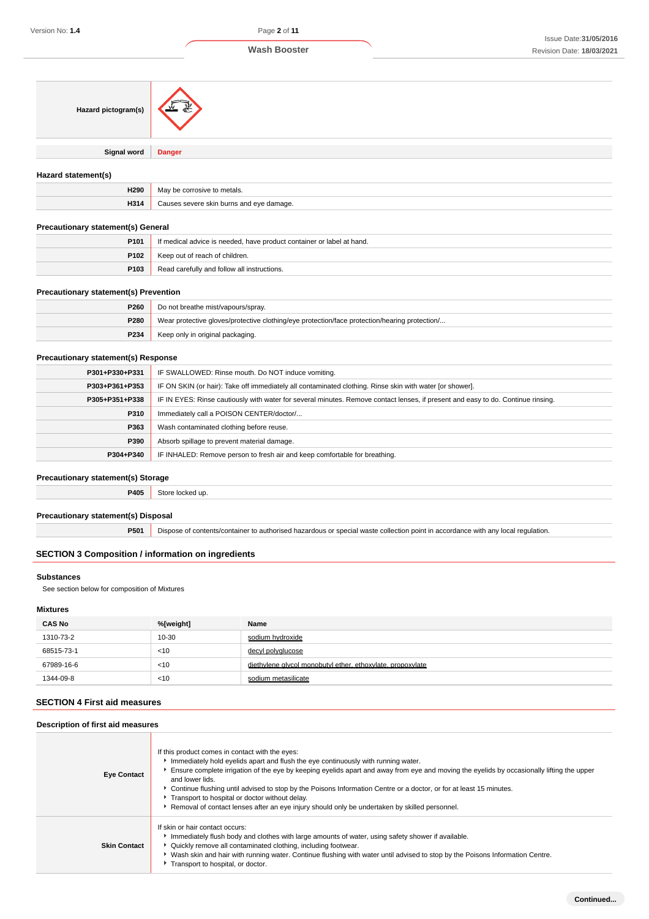| | |
|---|---|
| **Hazard pictogram(s)** | |
| **Signal word** | **Danger** |

### Hazard statement(s)

| | |
|---|---|
| **H290** | May be corrosive to metals. |
| **H314** | Causes severe skin burns and eye damage. |

### Precautionary statement(s) General

| | |
|---|---|
| **P101** | If medical advice is needed, have product container or label at hand. |
| **P102** | Keep out of reach of children. |
| **P103** | Read carefully and follow all instructions. |

### Precautionary statement(s) Prevention

| | |
|---|---|
| **P260** | Do not breathe mist/vapours/spray. |
| **P280** | Wear protective gloves/protective clothing/eye protection/face protection/hearing protection/... |
| **P234** | Keep only in original packaging. |

### Precautionary statement(s) Response

| | |
|---|---|
| **P301+P330+P331** | IF SWALLOWED: Rinse mouth. Do NOT induce vomiting. |
| **P303+P361+P353** | IF ON SKIN (or hair): Take off immediately all contaminated clothing. Rinse skin with water [or shower]. |
| **P305+P351+P338** | IF IN EYES: Rinse cautiously with water for several minutes. Remove contact lenses, if present and easy to do. Continue rinsing. |
| **P310** | Immediately call a POISON CENTER/doctor/... |
| **P363** | Wash contaminated clothing before reuse. |
| **P390** | Absorb spillage to prevent material damage. |
| **P304+P340** | IF INHALED: Remove person to fresh air and keep comfortable for breathing. |

### Precautionary statement(s) Storage

| | |
|---|---|
| **P405** | Store locked up. |

### Precautionary statement(s) Disposal

| | |
|---|---|
| **P501** | Dispose of contents/container to authorised hazardous or special waste collection point in accordance with any local regulation. |

## SECTION 3 Composition / information on ingredients

### Substances

See section below for composition of Mixtures

### Mixtures

| CAS No | %[weight] | Name |
|---|---|---|
| 1310-73-2 | 10-30 | sodium hydroxide |
| 68515-73-1 | <10 | decyl polyglucose |
| 67989-16-6 | <10 | diethylene glycol monobutyl ether, ethoxylate, propoxylate |
| 1344-09-8 | <10 | sodium metasilicate |

## SECTION 4 First aid measures

### Description of first aid measures

| | |
|---|---|
| **Eye Contact** | If this product comes in contact with the eyes:<br>▸ Immediately hold eyelids apart and flush the eye continuously with running water.<br>▸ Ensure complete irrigation of the eye by keeping eyelids apart and away from eye and moving the eyelids by occasionally lifting the upper and lower lids.<br>▸ Continue flushing until advised to stop by the Poisons Information Centre or a doctor, or for at least 15 minutes.<br>▸ Transport to hospital or doctor without delay.<br>▸ Removal of contact lenses after an eye injury should only be undertaken by skilled personnel. |
| **Skin Contact** | If skin or hair contact occurs:<br>▸ Immediately flush body and clothes with large amounts of water, using safety shower if available.<br>▸ Quickly remove all contaminated clothing, including footwear.<br>▸ Wash skin and hair with running water. Continue flushing with water until advised to stop by the Poisons Information Centre.<br>▸ Transport to hospital, or doctor. |

**Continued...**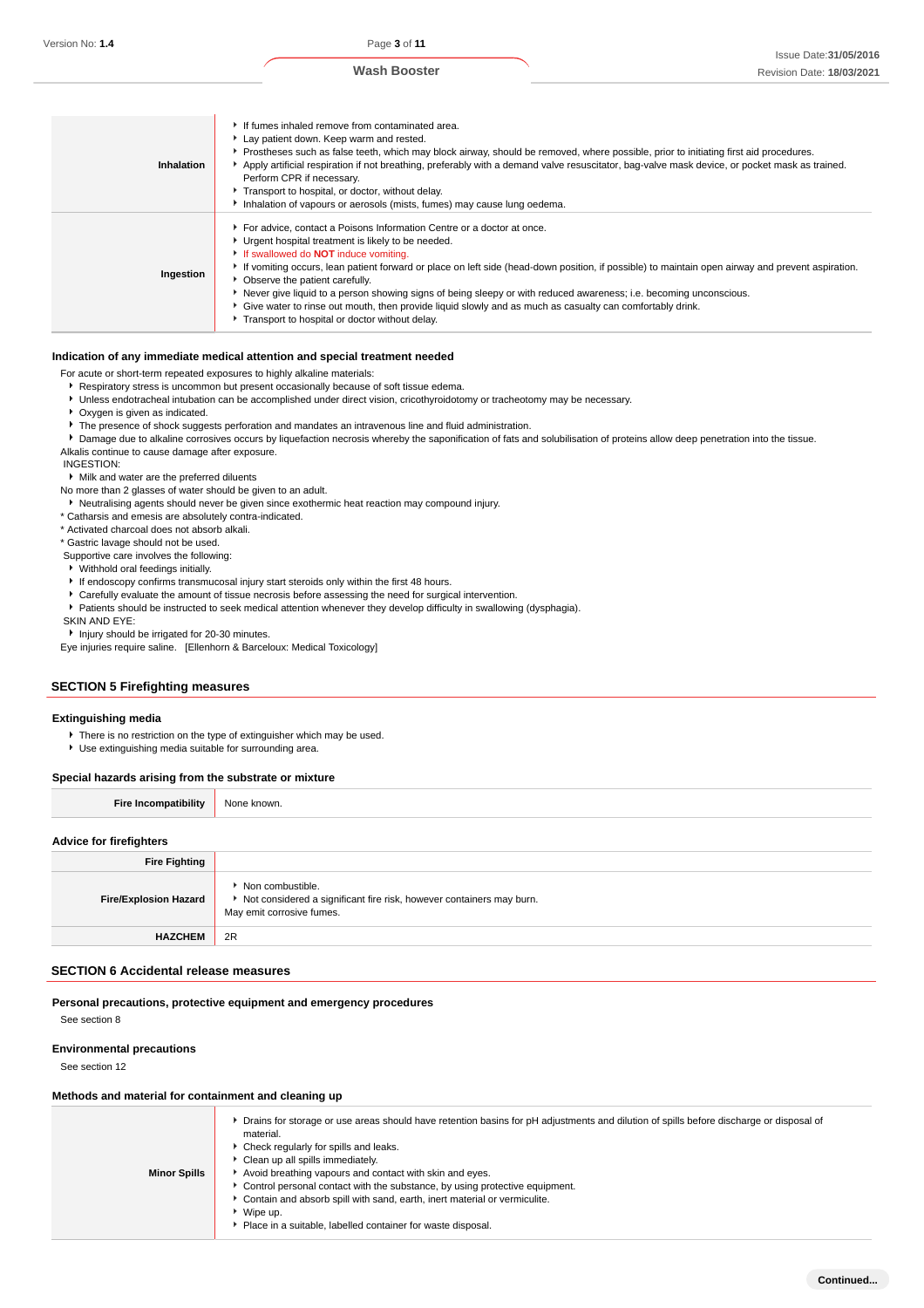| | |
|---|---|
| **Inhalation** | ▸ If fumes inhaled remove from contaminated area.<br>▸ Lay patient down. Keep warm and rested.<br>▸ Prostheses such as false teeth, which may block airway, should be removed, where possible, prior to initiating first aid procedures.<br>▸ Apply artificial respiration if not breathing, preferably with a demand valve resuscitator, bag-valve mask device, or pocket mask as trained. Perform CPR if necessary.<br>▸ Transport to hospital, or doctor, without delay.<br>▸ Inhalation of vapours or aerosols (mists, fumes) may cause lung oedema. |
| **Ingestion** | ▸ For advice, contact a Poisons Information Centre or a doctor at once.<br>▸ Urgent hospital treatment is likely to be needed.<br>▸ If swallowed do **NOT** induce vomiting.<br>▸ If vomiting occurs, lean patient forward or place on left side (head-down position, if possible) to maintain open airway and prevent aspiration.<br>▸ Observe the patient carefully.<br>▸ Never give liquid to a person showing signs of being sleepy or with reduced awareness; i.e. becoming unconscious.<br>▸ Give water to rinse out mouth, then provide liquid slowly and as much as casualty can comfortably drink.<br>▸ Transport to hospital or doctor without delay. |

### Indication of any immediate medical attention and special treatment needed

For acute or short-term repeated exposures to highly alkaline materials:

- Respiratory stress is uncommon but present occasionally because of soft tissue edema.
- Unless endotracheal intubation can be accomplished under direct vision, cricothyroidotomy or tracheotomy may be necessary.
- Oxygen is given as indicated.
- The presence of shock suggests perforation and mandates an intravenous line and fluid administration.
- Damage due to alkaline corrosives occurs by liquefaction necrosis whereby the saponification of fats and solubilisation of proteins allow deep penetration into the tissue.

Alkalis continue to cause damage after exposure.

INGESTION:

- Milk and water are the preferred diluents

No more than 2 glasses of water should be given to an adult.

- Neutralising agents should never be given since exothermic heat reaction may compound injury.

* Catharsis and emesis are absolutely contra-indicated.
* Activated charcoal does not absorb alkali.
* Gastric lavage should not be used.

Supportive care involves the following:

- Withhold oral feedings initially.
- If endoscopy confirms transmucosal injury start steroids only within the first 48 hours.
- Carefully evaluate the amount of tissue necrosis before assessing the need for surgical intervention.
- Patients should be instructed to seek medical attention whenever they develop difficulty in swallowing (dysphagia).

SKIN AND EYE:

- Injury should be irrigated for 20-30 minutes.

Eye injuries require saline. [Ellenhorn & Barceloux: Medical Toxicology]

## SECTION 5 Firefighting measures

### Extinguishing media

- There is no restriction on the type of extinguisher which may be used.
- Use extinguishing media suitable for surrounding area.

### Special hazards arising from the substrate or mixture

| | |
|---|---|
| **Fire Incompatibility** | None known. |

### Advice for firefighters

| | |
|---|---|
| **Fire Fighting** | |
| **Fire/Explosion Hazard** | ▸ Non combustible.<br>▸ Not considered a significant fire risk, however containers may burn.<br>May emit corrosive fumes. |
| **HAZCHEM** | 2R |

## SECTION 6 Accidental release measures

### Personal precautions, protective equipment and emergency procedures

See section 8

### Environmental precautions

See section 12

### Methods and material for containment and cleaning up

| | |
|---|---|
| **Minor Spills** | ▸ Drains for storage or use areas should have retention basins for pH adjustments and dilution of spills before discharge or disposal of material.<br>▸ Check regularly for spills and leaks.<br>▸ Clean up all spills immediately.<br>▸ Avoid breathing vapours and contact with skin and eyes.<br>▸ Control personal contact with the substance, by using protective equipment.<br>▸ Contain and absorb spill with sand, earth, inert material or vermiculite.<br>▸ Wipe up.<br>▸ Place in a suitable, labelled container for waste disposal. |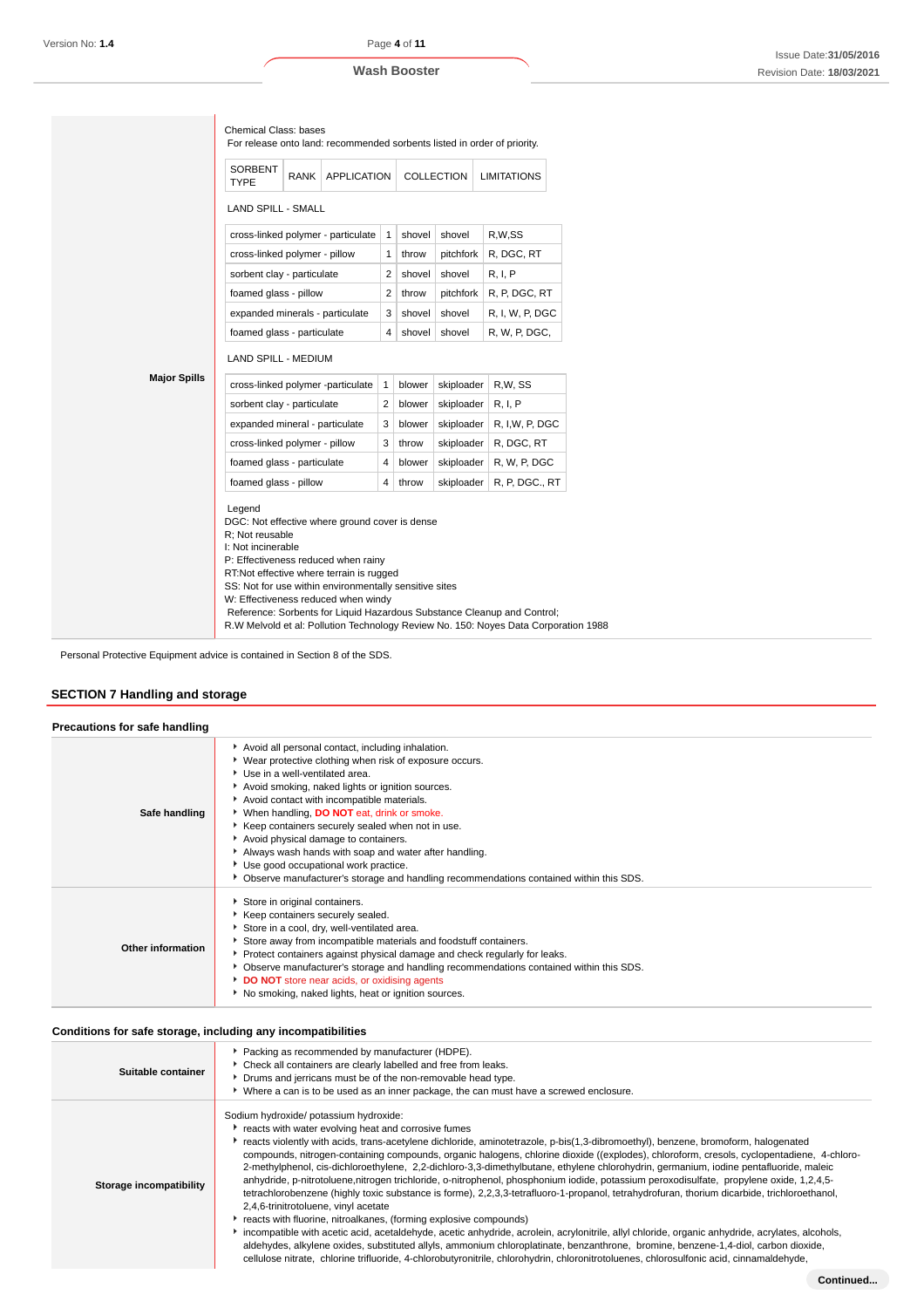**Major Spills**

Chemical Class: bases
For release onto land: recommended sorbents listed in order of priority.

| SORBENT TYPE | RANK | APPLICATION | COLLECTION | LIMITATIONS |
|---|---|---|---|---|
| LAND SPILL - SMALL | | | | |
| cross-linked polymer - particulate | 1 | shovel | shovel | R,W,SS |
| cross-linked polymer - pillow | 1 | throw | pitchfork | R, DGC, RT |
| sorbent clay - particulate | 2 | shovel | shovel | R, I, P |
| foamed glass - pillow | 2 | throw | pitchfork | R, P, DGC, RT |
| expanded minerals - particulate | 3 | shovel | shovel | R, I, W, P, DGC |
| foamed glass - particulate | 4 | shovel | shovel | R, W, P, DGC, |
| LAND SPILL - MEDIUM | | | | |
| cross-linked polymer -particulate | 1 | blower | skiploader | R,W, SS |
| sorbent clay - particulate | 2 | blower | skiploader | R, I, P |
| expanded mineral - particulate | 3 | blower | skiploader | R, I,W, P, DGC |
| cross-linked polymer - pillow | 3 | throw | skiploader | R, DGC, RT |
| foamed glass - particulate | 4 | blower | skiploader | R, W, P, DGC |
| foamed glass - pillow | 4 | throw | skiploader | R, P, DGC., RT |

Legend
DGC: Not effective where ground cover is dense
R; Not reusable
I: Not incinerable
P: Effectiveness reduced when rainy
RT:Not effective where terrain is rugged
SS: Not for use within environmentally sensitive sites
W: Effectiveness reduced when windy
Reference: Sorbents for Liquid Hazardous Substance Cleanup and Control;
R.W Melvold et al: Pollution Technology Review No. 150: Noyes Data Corporation 1988

Personal Protective Equipment advice is contained in Section 8 of the SDS.

## SECTION 7 Handling and storage

### Precautions for safe handling

**Safe handling**

- Avoid all personal contact, including inhalation.
- Wear protective clothing when risk of exposure occurs.
- Use in a well-ventilated area.
- Avoid smoking, naked lights or ignition sources.
- Avoid contact with incompatible materials.
- When handling, **DO NOT** eat, drink or smoke.
- Keep containers securely sealed when not in use.
- Avoid physical damage to containers.
- Always wash hands with soap and water after handling.
- Use good occupational work practice.
- Observe manufacturer's storage and handling recommendations contained within this SDS.

**Other information**

- Store in original containers.
- Keep containers securely sealed.
- Store in a cool, dry, well-ventilated area.
- Store away from incompatible materials and foodstuff containers.
- Protect containers against physical damage and check regularly for leaks.
- Observe manufacturer's storage and handling recommendations contained within this SDS.
- **DO NOT** store near acids, or oxidising agents
- No smoking, naked lights, heat or ignition sources.

### Conditions for safe storage, including any incompatibilities

**Suitable container**

- Packing as recommended by manufacturer (HDPE).
- Check all containers are clearly labelled and free from leaks.
- Drums and jerricans must be of the non-removable head type.
- Where a can is to be used as an inner package, the can must have a screwed enclosure.

**Storage incompatibility**

Sodium hydroxide/ potassium hydroxide:

- reacts with water evolving heat and corrosive fumes
- reacts violently with acids, trans-acetylene dichloride, aminotetrazole, p-bis(1,3-dibromoethyl), benzene, bromoform, halogenated compounds, nitrogen-containing compounds, organic halogens, chlorine dioxide ((explodes), chloroform, cresols, cyclopentadiene, 4-chloro-2-methylphenol, cis-dichloroethylene, 2,2-dichloro-3,3-dimethylbutane, ethylene chlorohydrin, germanium, iodine pentafluoride, maleic anhydride, p-nitrotoluene,nitrogen trichloride, o-nitrophenol, phosphonium iodide, potassium peroxodisulfate, propylene oxide, 1,2,4,5-tetrachlorobenzene (highly toxic substance is forme), 2,2,3,3-tetrafluoro-1-propanol, tetrahydrofuran, thorium dicarbide, trichloroethanol, 2,4,6-trinitrotoluene, vinyl acetate
- reacts with fluorine, nitroalkanes, (forming explosive compounds)
- incompatible with acetic acid, acetaldehyde, acetic anhydride, acrolein, acrylonitrile, allyl chloride, organic anhydride, acrylates, alcohols, aldehydes, alkylene oxides, substituted allyls, ammonium chloroplatinate, benzanthrone, bromine, benzene-1,4-diol, carbon dioxide, cellulose nitrate, chlorine trifluoride, 4-chlorobutyronitrile, chlorohydrin, chloronitrotoluenes, chlorosulfonic acid, cinnamaldehyde,

**Continued...**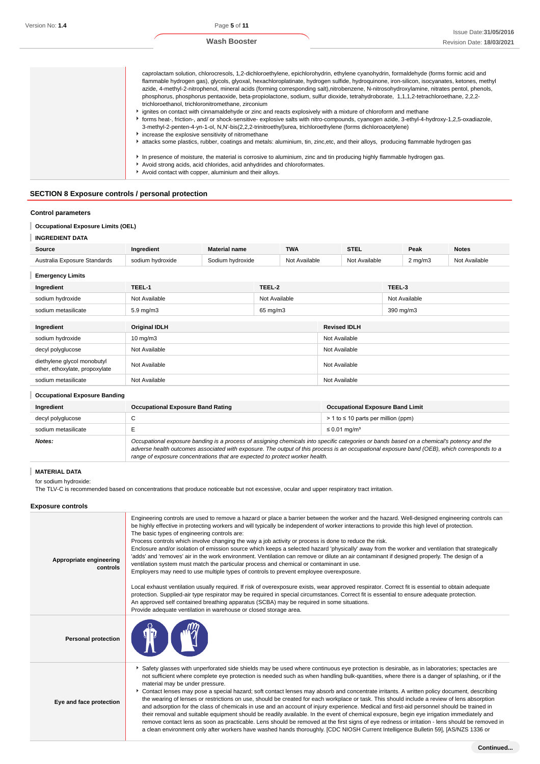caprolactam solution, chlorocresols, 1,2-dichloroethylene, epichlorohydrin, ethylene cyanohydrin, formaldehyde (forms formic acid and flammable hydrogen gas), glycols, glyoxal, hexachloroplatinate, hydrogen sulfide, hydroquinone, iron-silicon, isocyanates, ketones, methyl azide, 4-methyl-2-nitrophenol, mineral acids (forming corresponding salt),nitrobenzene, N-nitrosohydroxylamine, nitrates pentol, phenols, phosphorus, phosphorus pentaoxide, beta-propiolactone, sodium, sulfur dioxide, tetrahydroborate, 1,1,1,2-tetrachloroethane, 2,2,2-trichloroethanol, trichloronitromethane, zirconium

- ignites on contact with cinnamaldehyde or zinc and reacts explosively with a mixture of chloroform and methane
- forms heat-, friction-, and/ or shock-sensitive- explosive salts with nitro-compounds, cyanogen azide, 3-ethyl-4-hydroxy-1,2,5-oxadiazole, 3-methyl-2-penten-4-yn-1-ol, N,N'-bis(2,2,2-trinitroethyl)urea, trichloroethylene (forms dichloroacetylene)
- increase the explosive sensitivity of nitromethane
- attacks some plastics, rubber, coatings and metals: aluminium, tin, zinc,etc, and their alloys, producing flammable hydrogen gas

- In presence of moisture, the material is corrosive to aluminium, zinc and tin producing highly flammable hydrogen gas.
- Avoid strong acids, acid chlorides, acid anhydrides and chloroformates.
- Avoid contact with copper, aluminium and their alloys.

## SECTION 8 Exposure controls / personal protection

### Control parameters

#### Occupational Exposure Limits (OEL)

#### INGREDIENT DATA

| Source | Ingredient | Material name | TWA | STEL | Peak | Notes |
|---|---|---|---|---|---|---|
| Australia Exposure Standards | sodium hydroxide | Sodium hydroxide | Not Available | Not Available | 2 mg/m3 | Not Available |

#### Emergency Limits

| Ingredient | TEEL-1 | TEEL-2 | TEEL-3 |
|---|---|---|---|
| sodium hydroxide | Not Available | Not Available | Not Available |
| sodium metasilicate | 5.9 mg/m3 | 65 mg/m3 | 390 mg/m3 |

| Ingredient | Original IDLH | Revised IDLH |
|---|---|---|
| sodium hydroxide | 10 mg/m3 | Not Available |
| decyl polyglucose | Not Available | Not Available |
| diethylene glycol monobutyl ether, ethoxylate, propoxylate | Not Available | Not Available |
| sodium metasilicate | Not Available | Not Available |

#### Occupational Exposure Banding

| Ingredient | Occupational Exposure Band Rating | Occupational Exposure Band Limit |
|---|---|---|
| decyl polyglucose | C | > 1 to ≤ 10 parts per million (ppm) |
| sodium metasilicate | E | ≤ 0.01 mg/m³ |
| ***Notes:*** | *Occupational exposure banding is a process of assigning chemicals into specific categories or bands based on a chemical's potency and the adverse health outcomes associated with exposure. The output of this process is an occupational exposure band (OEB), which corresponds to a range of exposure concentrations that are expected to protect worker health.* | |

#### MATERIAL DATA

for sodium hydroxide:
The TLV-C is recommended based on concentrations that produce noticeable but not excessive, ocular and upper respiratory tract irritation.

### Exposure controls

| | |
|---|---|
| **Appropriate engineering controls** | Engineering controls are used to remove a hazard or place a barrier between the worker and the hazard. Well-designed engineering controls can be highly effective in protecting workers and will typically be independent of worker interactions to provide this high level of protection.<br>The basic types of engineering controls are:<br>Process controls which involve changing the way a job activity or process is done to reduce the risk.<br>Enclosure and/or isolation of emission source which keeps a selected hazard 'physically' away from the worker and ventilation that strategically 'adds' and 'removes' air in the work environment. Ventilation can remove or dilute an air contaminant if designed properly. The design of a ventilation system must match the particular process and chemical or contaminant in use.<br>Employers may need to use multiple types of controls to prevent employee overexposure.<br><br>Local exhaust ventilation usually required. If risk of overexposure exists, wear approved respirator. Correct fit is essential to obtain adequate protection. Supplied-air type respirator may be required in special circumstances. Correct fit is essential to ensure adequate protection.<br>An approved self contained breathing apparatus (SCBA) may be required in some situations.<br>Provide adequate ventilation in warehouse or closed storage area. |
| **Personal protection** | |
| **Eye and face protection** | ‣ Safety glasses with unperforated side shields may be used where continuous eye protection is desirable, as in laboratories; spectacles are not sufficient where complete eye protection is needed such as when handling bulk-quantities, where there is a danger of splashing, or if the material may be under pressure.<br>‣ Contact lenses may pose a special hazard; soft contact lenses may absorb and concentrate irritants. A written policy document, describing the wearing of lenses or restrictions on use, should be created for each workplace or task. This should include a review of lens absorption and adsorption for the class of chemicals in use and an account of injury experience. Medical and first-aid personnel should be trained in their removal and suitable equipment should be readily available. In the event of chemical exposure, begin eye irrigation immediately and remove contact lens as soon as practicable. Lens should be removed at the first signs of eye redness or irritation - lens should be removed in a clean environment only after workers have washed hands thoroughly. [CDC NIOSH Current Intelligence Bulletin 59], [AS/NZS 1336 or |

Continued...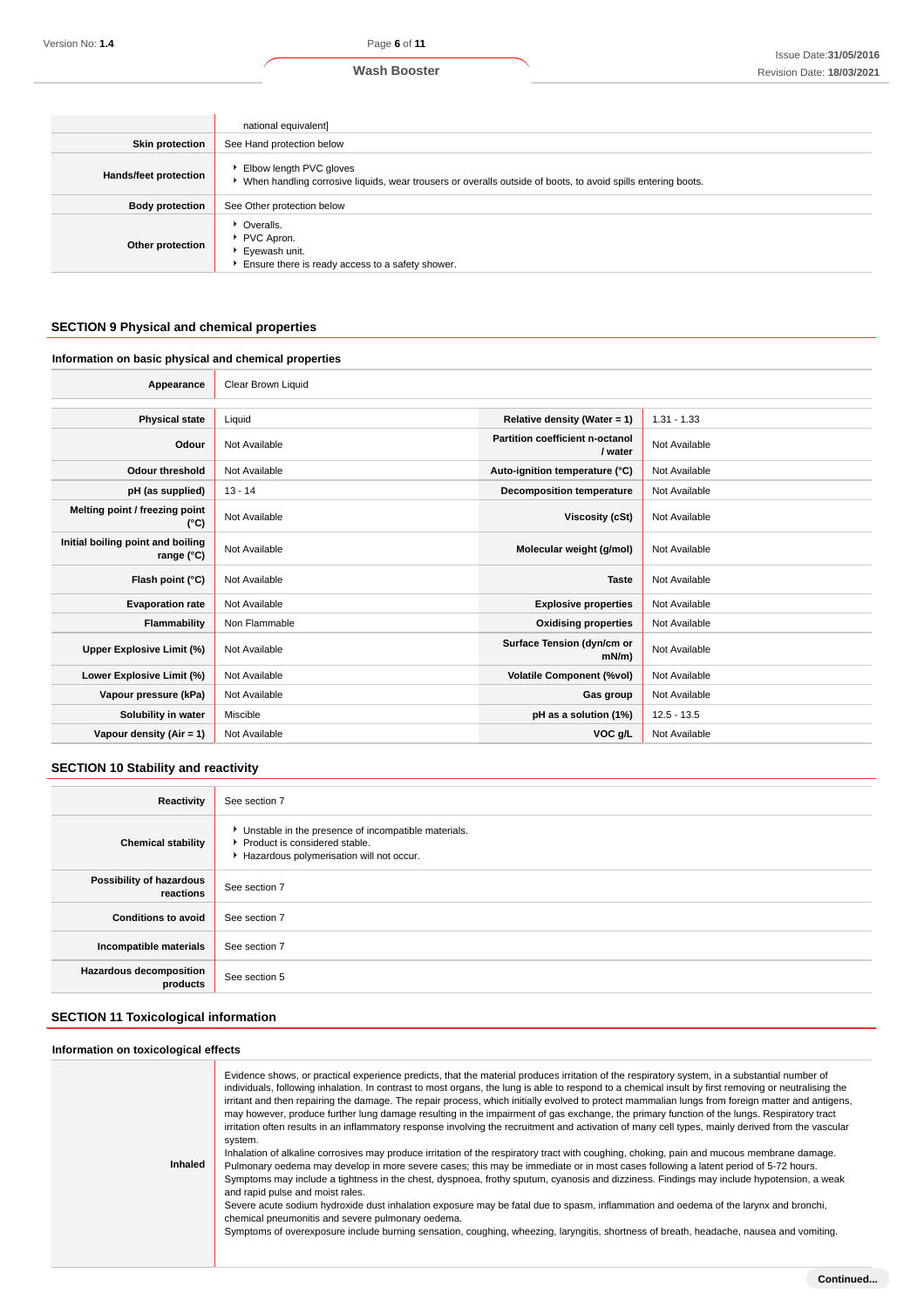| | |
|---|---|
| | national equivalent] |
| **Skin protection** | See Hand protection below |
| **Hands/feet protection** | ▸ Elbow length PVC gloves<br>▸ When handling corrosive liquids, wear trousers or overalls outside of boots, to avoid spills entering boots. |
| **Body protection** | See Other protection below |
| **Other protection** | ▸ Overalls.<br>▸ PVC Apron.<br>▸ Eyewash unit.<br>▸ Ensure there is ready access to a safety shower. |

## SECTION 9 Physical and chemical properties

### Information on basic physical and chemical properties

| | |
|---|---|
| **Appearance** | Clear Brown Liquid |

| | | | |
|---|---|---|---|
| **Physical state** | Liquid | **Relative density (Water = 1)** | 1.31 - 1.33 |
| **Odour** | Not Available | **Partition coefficient n-octanol / water** | Not Available |
| **Odour threshold** | Not Available | **Auto-ignition temperature (°C)** | Not Available |
| **pH (as supplied)** | 13 - 14 | **Decomposition temperature** | Not Available |
| **Melting point / freezing point (°C)** | Not Available | **Viscosity (cSt)** | Not Available |
| **Initial boiling point and boiling range (°C)** | Not Available | **Molecular weight (g/mol)** | Not Available |
| **Flash point (°C)** | Not Available | **Taste** | Not Available |
| **Evaporation rate** | Not Available | **Explosive properties** | Not Available |
| **Flammability** | Non Flammable | **Oxidising properties** | Not Available |
| **Upper Explosive Limit (%)** | Not Available | **Surface Tension (dyn/cm or mN/m)** | Not Available |
| **Lower Explosive Limit (%)** | Not Available | **Volatile Component (%vol)** | Not Available |
| **Vapour pressure (kPa)** | Not Available | **Gas group** | Not Available |
| **Solubility in water** | Miscible | **pH as a solution (1%)** | 12.5 - 13.5 |
| **Vapour density (Air = 1)** | Not Available | **VOC g/L** | Not Available |

## SECTION 10 Stability and reactivity

| | |
|---|---|
| **Reactivity** | See section 7 |
| **Chemical stability** | ▸ Unstable in the presence of incompatible materials.<br>▸ Product is considered stable.<br>▸ Hazardous polymerisation will not occur. |
| **Possibility of hazardous reactions** | See section 7 |
| **Conditions to avoid** | See section 7 |
| **Incompatible materials** | See section 7 |
| **Hazardous decomposition products** | See section 5 |

## SECTION 11 Toxicological information

### Information on toxicological effects

| | |
|---|---|
| **Inhaled** | Evidence shows, or practical experience predicts, that the material produces irritation of the respiratory system, in a substantial number of individuals, following inhalation. In contrast to most organs, the lung is able to respond to a chemical insult by first removing or neutralising the irritant and then repairing the damage. The repair process, which initially evolved to protect mammalian lungs from foreign matter and antigens, may however, produce further lung damage resulting in the impairment of gas exchange, the primary function of the lungs. Respiratory tract irritation often results in an inflammatory response involving the recruitment and activation of many cell types, mainly derived from the vascular system.<br>Inhalation of alkaline corrosives may produce irritation of the respiratory tract with coughing, choking, pain and mucous membrane damage. Pulmonary oedema may develop in more severe cases; this may be immediate or in most cases following a latent period of 5-72 hours. Symptoms may include a tightness in the chest, dyspnoea, frothy sputum, cyanosis and dizziness. Findings may include hypotension, a weak and rapid pulse and moist rales.<br>Severe acute sodium hydroxide dust inhalation exposure may be fatal due to spasm, inflammation and oedema of the larynx and bronchi, chemical pneumonitis and severe pulmonary oedema.<br>Symptoms of overexposure include burning sensation, coughing, wheezing, laryngitis, shortness of breath, headache, nausea and vomiting. |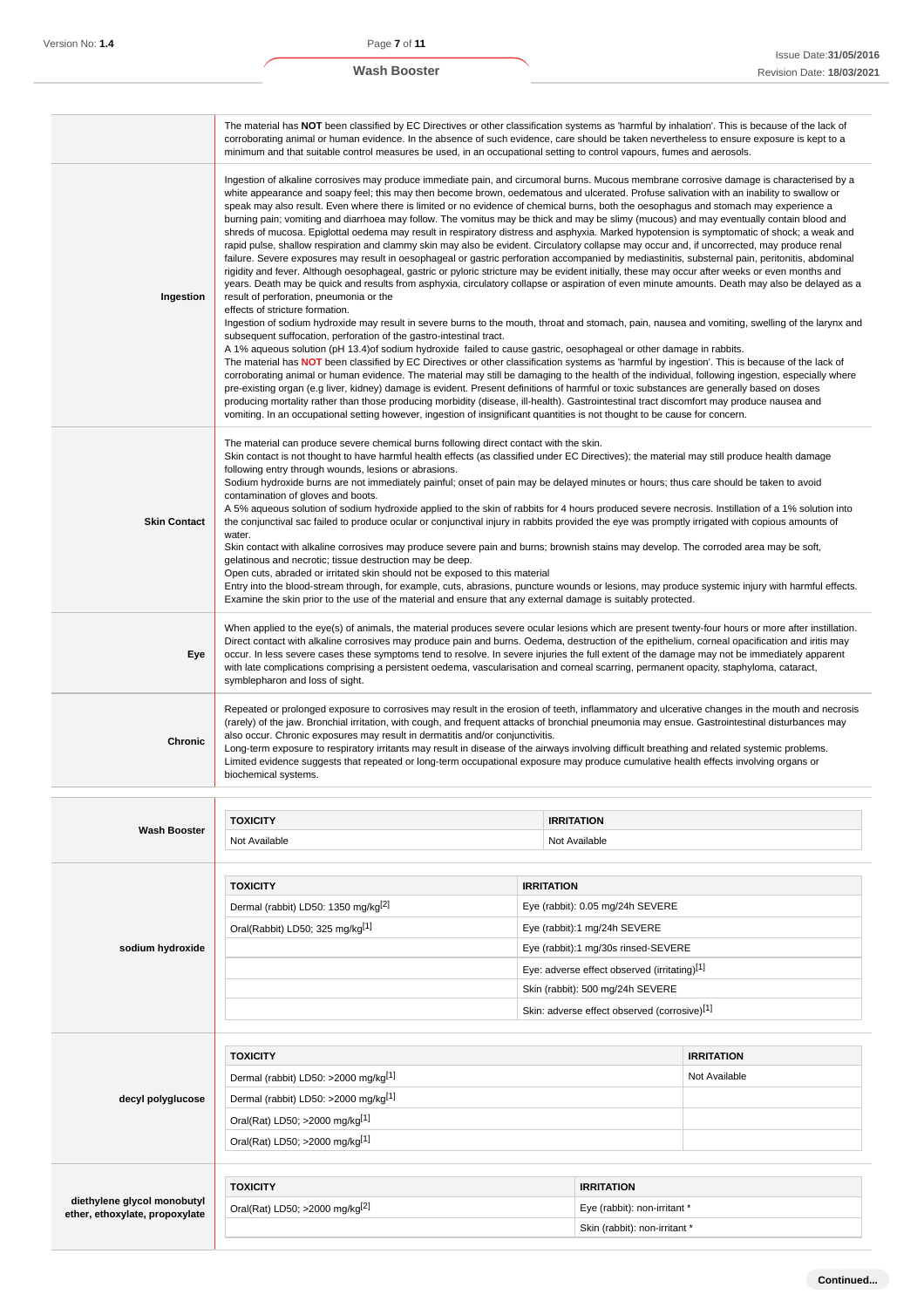| | |
|---|---|
| | The material has **NOT** been classified by EC Directives or other classification systems as 'harmful by inhalation'. This is because of the lack of corroborating animal or human evidence. In the absence of such evidence, care should be taken nevertheless to ensure exposure is kept to a minimum and that suitable control measures be used, in an occupational setting to control vapours, fumes and aerosols. |
| **Ingestion** | Ingestion of alkaline corrosives may produce immediate pain, and circumoral burns. Mucous membrane corrosive damage is characterised by a white appearance and soapy feel; this may then become brown, oedematous and ulcerated. Profuse salivation with an inability to swallow or speak may also result. Even where there is limited or no evidence of chemical burns, both the oesophagus and stomach may experience a burning pain; vomiting and diarrhoea may follow. The vomitus may be thick and may be slimy (mucous) and may eventually contain blood and shreds of mucosa. Epiglottal oedema may result in respiratory distress and asphyxia. Marked hypotension is symptomatic of shock; a weak and rapid pulse, shallow respiration and clammy skin may also be evident. Circulatory collapse may occur and, if uncorrected, may produce renal failure. Severe exposures may result in oesophageal or gastric perforation accompanied by mediastinitis, substernal pain, peritonitis, abdominal rigidity and fever. Although oesophageal, gastric or pyloric stricture may be evident initially, these may occur after weeks or even months and years. Death may be quick and results from asphyxia, circulatory collapse or aspiration of even minute amounts. Death may also be delayed as a result of perforation, pneumonia or the<br>effects of stricture formation.<br>Ingestion of sodium hydroxide may result in severe burns to the mouth, throat and stomach, pain, nausea and vomiting, swelling of the larynx and subsequent suffocation, perforation of the gastro-intestinal tract.<br>A 1% aqueous solution (pH 13.4)of sodium hydroxide failed to cause gastric, oesophageal or other damage in rabbits.<br>The material has **NOT** been classified by EC Directives or other classification systems as 'harmful by ingestion'. This is because of the lack of corroborating animal or human evidence. The material may still be damaging to the health of the individual, following ingestion, especially where pre-existing organ (e.g liver, kidney) damage is evident. Present definitions of harmful or toxic substances are generally based on doses producing mortality rather than those producing morbidity (disease, ill-health). Gastrointestinal tract discomfort may produce nausea and vomiting. In an occupational setting however, ingestion of insignificant quantities is not thought to be cause for concern. |
| **Skin Contact** | The material can produce severe chemical burns following direct contact with the skin.<br>Skin contact is not thought to have harmful health effects (as classified under EC Directives); the material may still produce health damage following entry through wounds, lesions or abrasions.<br>Sodium hydroxide burns are not immediately painful; onset of pain may be delayed minutes or hours; thus care should be taken to avoid contamination of gloves and boots.<br>A 5% aqueous solution of sodium hydroxide applied to the skin of rabbits for 4 hours produced severe necrosis. Instillation of a 1% solution into the conjunctival sac failed to produce ocular or conjunctival injury in rabbits provided the eye was promptly irrigated with copious amounts of water.<br>Skin contact with alkaline corrosives may produce severe pain and burns; brownish stains may develop. The corroded area may be soft, gelatinous and necrotic; tissue destruction may be deep.<br>Open cuts, abraded or irritated skin should not be exposed to this material<br>Entry into the blood-stream through, for example, cuts, abrasions, puncture wounds or lesions, may produce systemic injury with harmful effects. Examine the skin prior to the use of the material and ensure that any external damage is suitably protected. |
| **Eye** | When applied to the eye(s) of animals, the material produces severe ocular lesions which are present twenty-four hours or more after instillation.<br>Direct contact with alkaline corrosives may produce pain and burns. Oedema, destruction of the epithelium, corneal opacification and iritis may occur. In less severe cases these symptoms tend to resolve. In severe injuries the full extent of the damage may not be immediately apparent with late complications comprising a persistent oedema, vascularisation and corneal scarring, permanent opacity, staphyloma, cataract, symblepharon and loss of sight. |
| **Chronic** | Repeated or prolonged exposure to corrosives may result in the erosion of teeth, inflammatory and ulcerative changes in the mouth and necrosis (rarely) of the jaw. Bronchial irritation, with cough, and frequent attacks of bronchial pneumonia may ensue. Gastrointestinal disturbances may also occur. Chronic exposures may result in dermatitis and/or conjunctivitis.<br>Long-term exposure to respiratory irritants may result in disease of the airways involving difficult breathing and related systemic problems.<br>Limited evidence suggests that repeated or long-term occupational exposure may produce cumulative health effects involving organs or biochemical systems. |

**Wash Booster**

| TOXICITY | IRRITATION |
|---|---|
| Not Available | Not Available |

**sodium hydroxide**

| TOXICITY | IRRITATION |
|---|---|
| Dermal (rabbit) LD50: 1350 mg/kg[2] | Eye (rabbit): 0.05 mg/24h SEVERE |
| Oral(Rabbit) LD50; 325 mg/kg[1] | Eye (rabbit):1 mg/24h SEVERE |
| | Eye (rabbit):1 mg/30s rinsed-SEVERE |
| | Eye: adverse effect observed (irritating)[1] |
| | Skin (rabbit): 500 mg/24h SEVERE |
| | Skin: adverse effect observed (corrosive)[1] |

**decyl polyglucose**

| TOXICITY | IRRITATION |
|---|---|
| Dermal (rabbit) LD50: >2000 mg/kg[1] | Not Available |
| Dermal (rabbit) LD50: >2000 mg/kg[1] | |
| Oral(Rat) LD50; >2000 mg/kg[1] | |
| Oral(Rat) LD50; >2000 mg/kg[1] | |

**diethylene glycol monobutyl ether, ethoxylate, propoxylate**

| TOXICITY | IRRITATION |
|---|---|
| Oral(Rat) LD50; >2000 mg/kg[2] | Eye (rabbit): non-irritant * |
| | Skin (rabbit): non-irritant * |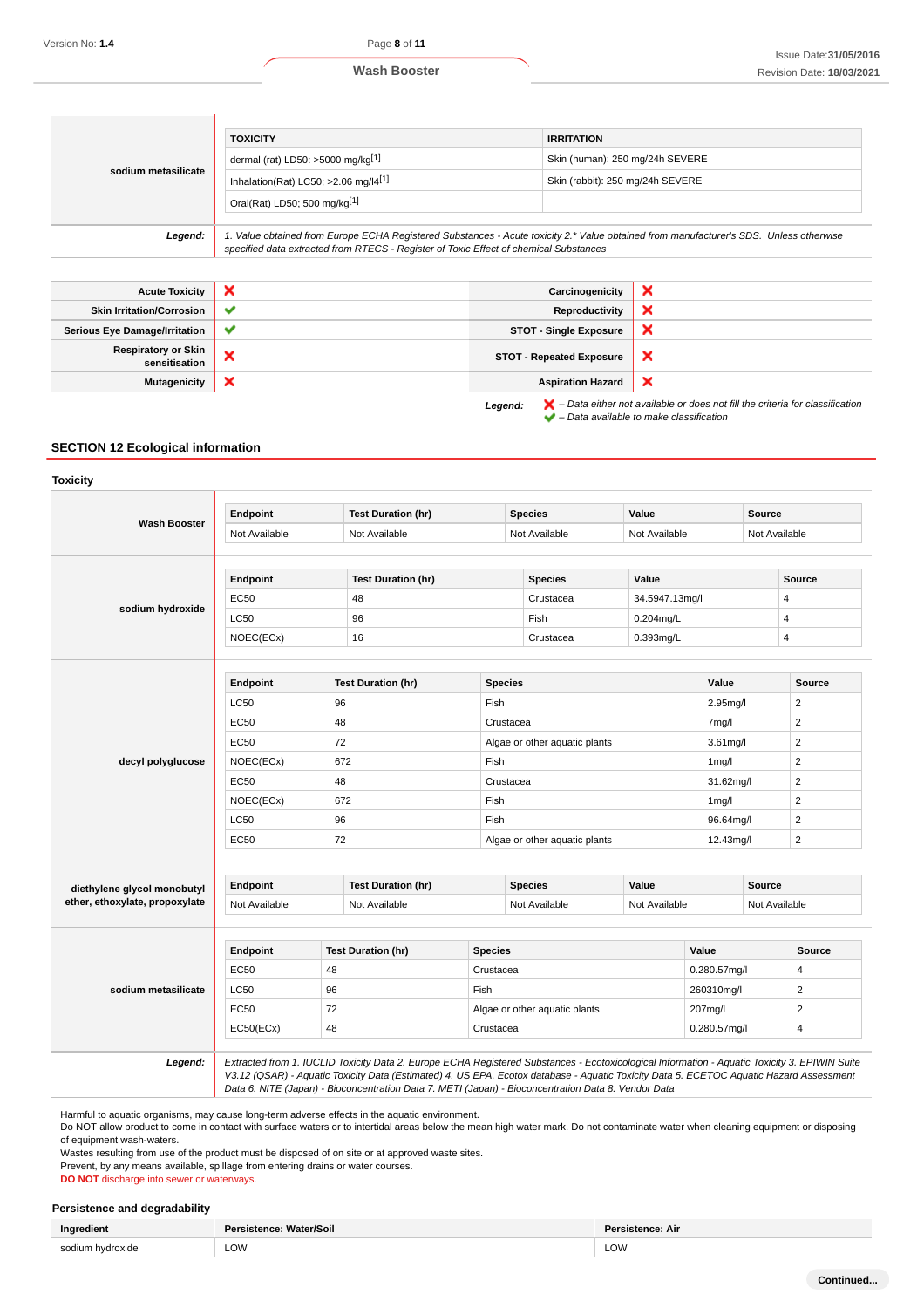| sodium metasilicate | TOXICITY | IRRITATION |
|---|---|---|
| | dermal (rat) LD50: >5000 mg/kg[1] | Skin (human): 250 mg/24h SEVERE |
| | Inhalation(Rat) LC50; >2.06 mg/l4[1] | Skin (rabbit): 250 mg/24h SEVERE |
| | Oral(Rat) LD50; 500 mg/kg[1] | |

***Legend:*** *1. Value obtained from Europe ECHA Registered Substances - Acute toxicity 2.* Value obtained from manufacturer's SDS. Unless otherwise specified data extracted from RTECS - Register of Toxic Effect of chemical Substances*

| | | | |
|---|---|---|---|
| **Acute Toxicity** | ✗ | **Carcinogenicity** | ✗ |
| **Skin Irritation/Corrosion** | ✔ | **Reproductivity** | ✗ |
| **Serious Eye Damage/Irritation** | ✔ | **STOT - Single Exposure** | ✗ |
| **Respiratory or Skin sensitisation** | ✗ | **STOT - Repeated Exposure** | ✗ |
| **Mutagenicity** | ✗ | **Aspiration Hazard** | ✗ |

***Legend:*** ✗ *– Data either not available or does not fill the criteria for classification*
✔ *– Data available to make classification*

## SECTION 12 Ecological information

### Toxicity

**Wash Booster**

| Endpoint | Test Duration (hr) | Species | Value | Source |
|---|---|---|---|---|
| Not Available | Not Available | Not Available | Not Available | Not Available |

**sodium hydroxide**

| Endpoint | Test Duration (hr) | Species | Value | Source |
|---|---|---|---|---|
| EC50 | 48 | Crustacea | 34.5947.13mg/l | 4 |
| LC50 | 96 | Fish | 0.204mg/L | 4 |
| NOEC(ECx) | 16 | Crustacea | 0.393mg/L | 4 |

**decyl polyglucose**

| Endpoint | Test Duration (hr) | Species | Value | Source |
|---|---|---|---|---|
| LC50 | 96 | Fish | 2.95mg/l | 2 |
| EC50 | 48 | Crustacea | 7mg/l | 2 |
| EC50 | 72 | Algae or other aquatic plants | 3.61mg/l | 2 |
| NOEC(ECx) | 672 | Fish | 1mg/l | 2 |
| EC50 | 48 | Crustacea | 31.62mg/l | 2 |
| NOEC(ECx) | 672 | Fish | 1mg/l | 2 |
| LC50 | 96 | Fish | 96.64mg/l | 2 |
| EC50 | 72 | Algae or other aquatic plants | 12.43mg/l | 2 |

**diethylene glycol monobutyl ether, ethoxylate, propoxylate**

| Endpoint | Test Duration (hr) | Species | Value | Source |
|---|---|---|---|---|
| Not Available | Not Available | Not Available | Not Available | Not Available |

**sodium metasilicate**

| Endpoint | Test Duration (hr) | Species | Value | Source |
|---|---|---|---|---|
| EC50 | 48 | Crustacea | 0.280.57mg/l | 4 |
| LC50 | 96 | Fish | 260310mg/l | 2 |
| EC50 | 72 | Algae or other aquatic plants | 207mg/l | 2 |
| EC50(ECx) | 48 | Crustacea | 0.280.57mg/l | 4 |

***Legend:*** *Extracted from 1. IUCLID Toxicity Data 2. Europe ECHA Registered Substances - Ecotoxicological Information - Aquatic Toxicity 3. EPIWIN Suite V3.12 (QSAR) - Aquatic Toxicity Data (Estimated) 4. US EPA, Ecotox database - Aquatic Toxicity Data 5. ECETOC Aquatic Hazard Assessment Data 6. NITE (Japan) - Bioconcentration Data 7. METI (Japan) - Bioconcentration Data 8. Vendor Data*

Harmful to aquatic organisms, may cause long-term adverse effects in the aquatic environment.
Do NOT allow product to come in contact with surface waters or to intertidal areas below the mean high water mark. Do not contaminate water when cleaning equipment or disposing of equipment wash-waters.
Wastes resulting from use of the product must be disposed of on site or at approved waste sites.
Prevent, by any means available, spillage from entering drains or water courses.
**DO NOT** discharge into sewer or waterways.

### Persistence and degradability

| Ingredient | Persistence: Water/Soil | Persistence: Air |
|---|---|---|
| sodium hydroxide | LOW | LOW |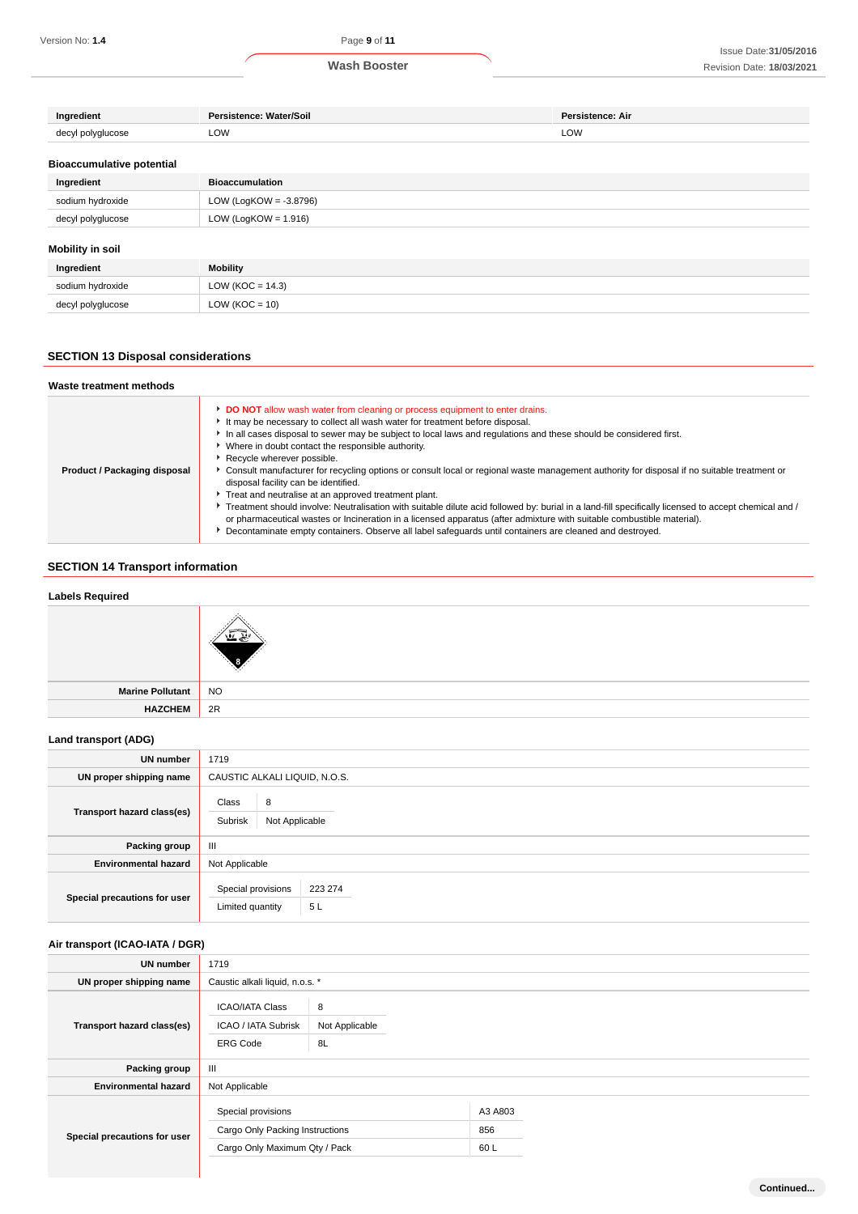| Ingredient | Persistence: Water/Soil | Persistence: Air |
| --- | --- | --- |
| decyl polyglucose | LOW | LOW |

### Bioaccumulative potential

| Ingredient | Bioaccumulation |
| --- | --- |
| sodium hydroxide | LOW (LogKOW = -3.8796) |
| decyl polyglucose | LOW (LogKOW = 1.916) |

### Mobility in soil

| Ingredient | Mobility |
| --- | --- |
| sodium hydroxide | LOW (KOC = 14.3) |
| decyl polyglucose | LOW (KOC = 10) |

## SECTION 13 Disposal considerations

### Waste treatment methods

**Product / Packaging disposal**

- **DO NOT** allow wash water from cleaning or process equipment to enter drains.
- It may be necessary to collect all wash water for treatment before disposal.
- In all cases disposal to sewer may be subject to local laws and regulations and these should be considered first.
- Where in doubt contact the responsible authority.
- Recycle wherever possible.
- Consult manufacturer for recycling options or consult local or regional waste management authority for disposal if no suitable treatment or disposal facility can be identified.
- Treat and neutralise at an approved treatment plant.
- Treatment should involve: Neutralisation with suitable dilute acid followed by: burial in a land-fill specifically licensed to accept chemical and / or pharmaceutical wastes or Incineration in a licensed apparatus (after admixture with suitable combustible material).
- Decontaminate empty containers. Observe all label safeguards until containers are cleaned and destroyed.

## SECTION 14 Transport information

### Labels Required

| | |
| --- | --- |
| **Marine Pollutant** | NO |
| **HAZCHEM** | 2R |

### Land transport (ADG)

| | |
| --- | --- |
| **UN number** | 1719 |
| **UN proper shipping name** | CAUSTIC ALKALI LIQUID, N.O.S. |
| **Transport hazard class(es)** | Class: 8; Subrisk: Not Applicable |
| **Packing group** | III |
| **Environmental hazard** | Not Applicable |
| **Special precautions for user** | Special provisions: 223 274; Limited quantity: 5 L |

### Air transport (ICAO-IATA / DGR)

| | |
| --- | --- |
| **UN number** | 1719 |
| **UN proper shipping name** | Caustic alkali liquid, n.o.s. * |
| **Transport hazard class(es)** | ICAO/IATA Class: 8; ICAO / IATA Subrisk: Not Applicable; ERG Code: 8L |
| **Packing group** | III |
| **Environmental hazard** | Not Applicable |
| **Special precautions for user** | Special provisions: A3 A803; Cargo Only Packing Instructions: 856; Cargo Only Maximum Qty / Pack: 60 L |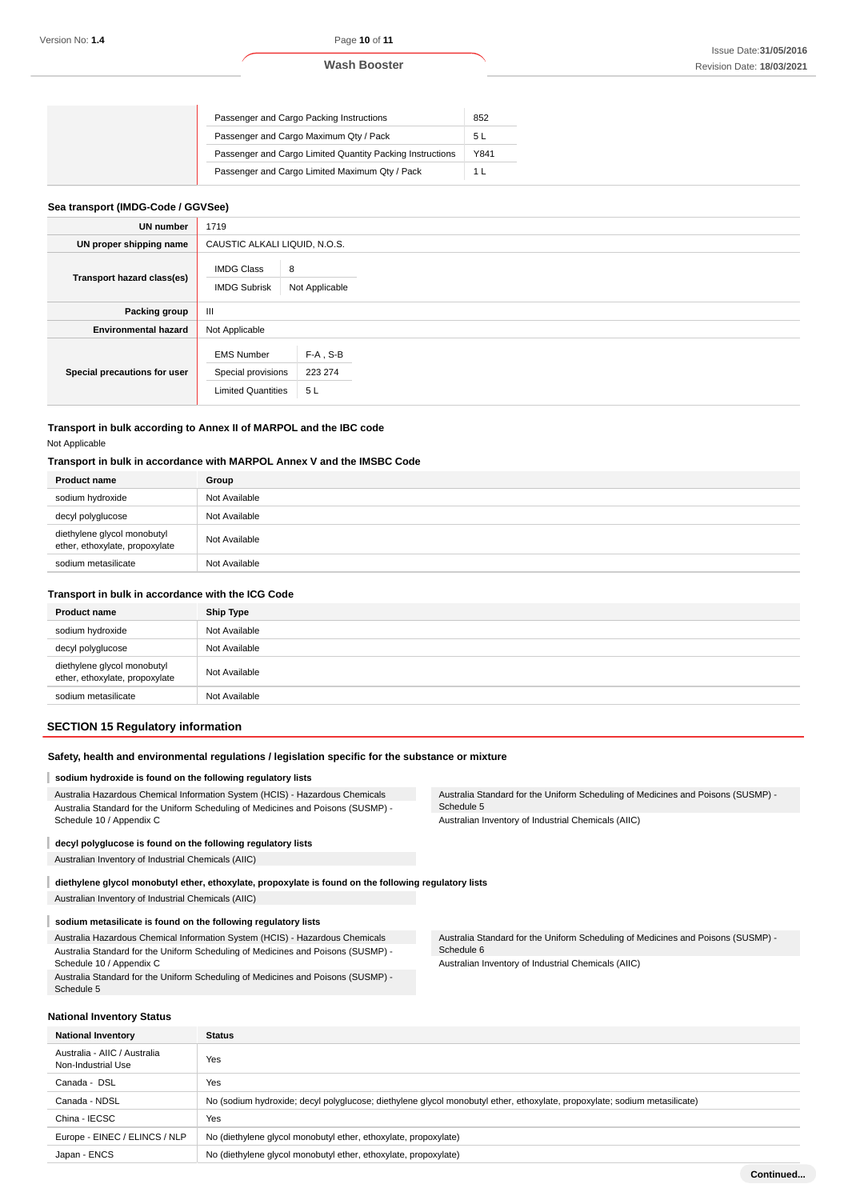| | | |
|---|---|---|
| | Passenger and Cargo Packing Instructions | 852 |
| | Passenger and Cargo Maximum Qty / Pack | 5 L |
| | Passenger and Cargo Limited Quantity Packing Instructions | Y841 |
| | Passenger and Cargo Limited Maximum Qty / Pack | 1 L |

### Sea transport (IMDG-Code / GGVSee)

| | |
|---|---|
| **UN number** | 1719 |
| **UN proper shipping name** | CAUSTIC ALKALI LIQUID, N.O.S. |
| **Transport hazard class(es)** | IMDG Class: 8<br>IMDG Subrisk: Not Applicable |
| **Packing group** | III |
| **Environmental hazard** | Not Applicable |
| **Special precautions for user** | EMS Number: F-A , S-B<br>Special provisions: 223 274<br>Limited Quantities: 5 L |

### Transport in bulk according to Annex II of MARPOL and the IBC code

Not Applicable

### Transport in bulk in accordance with MARPOL Annex V and the IMSBC Code

| Product name | Group |
|---|---|
| sodium hydroxide | Not Available |
| decyl polyglucose | Not Available |
| diethylene glycol monobutyl ether, ethoxylate, propoxylate | Not Available |
| sodium metasilicate | Not Available |

### Transport in bulk in accordance with the ICG Code

| Product name | Ship Type |
|---|---|
| sodium hydroxide | Not Available |
| decyl polyglucose | Not Available |
| diethylene glycol monobutyl ether, ethoxylate, propoxylate | Not Available |
| sodium metasilicate | Not Available |

## SECTION 15 Regulatory information

### Safety, health and environmental regulations / legislation specific for the substance or mixture

**sodium hydroxide is found on the following regulatory lists**

Australia Hazardous Chemical Information System (HCIS) - Hazardous Chemicals
Australia Standard for the Uniform Scheduling of Medicines and Poisons (SUSMP) - Schedule 10 / Appendix C
Australia Standard for the Uniform Scheduling of Medicines and Poisons (SUSMP) - Schedule 5
Australian Inventory of Industrial Chemicals (AIIC)

**decyl polyglucose is found on the following regulatory lists**

Australian Inventory of Industrial Chemicals (AIIC)

**diethylene glycol monobutyl ether, ethoxylate, propoxylate is found on the following regulatory lists**

Australian Inventory of Industrial Chemicals (AIIC)

**sodium metasilicate is found on the following regulatory lists**

Australia Hazardous Chemical Information System (HCIS) - Hazardous Chemicals
Australia Standard for the Uniform Scheduling of Medicines and Poisons (SUSMP) - Schedule 10 / Appendix C
Australia Standard for the Uniform Scheduling of Medicines and Poisons (SUSMP) - Schedule 5
Australia Standard for the Uniform Scheduling of Medicines and Poisons (SUSMP) - Schedule 6
Australian Inventory of Industrial Chemicals (AIIC)

### National Inventory Status

| National Inventory | Status |
|---|---|
| Australia - AIIC / Australia Non-Industrial Use | Yes |
| Canada - DSL | Yes |
| Canada - NDSL | No (sodium hydroxide; decyl polyglucose; diethylene glycol monobutyl ether, ethoxylate, propoxylate; sodium metasilicate) |
| China - IECSC | Yes |
| Europe - EINEC / ELINCS / NLP | No (diethylene glycol monobutyl ether, ethoxylate, propoxylate) |
| Japan - ENCS | No (diethylene glycol monobutyl ether, ethoxylate, propoxylate) |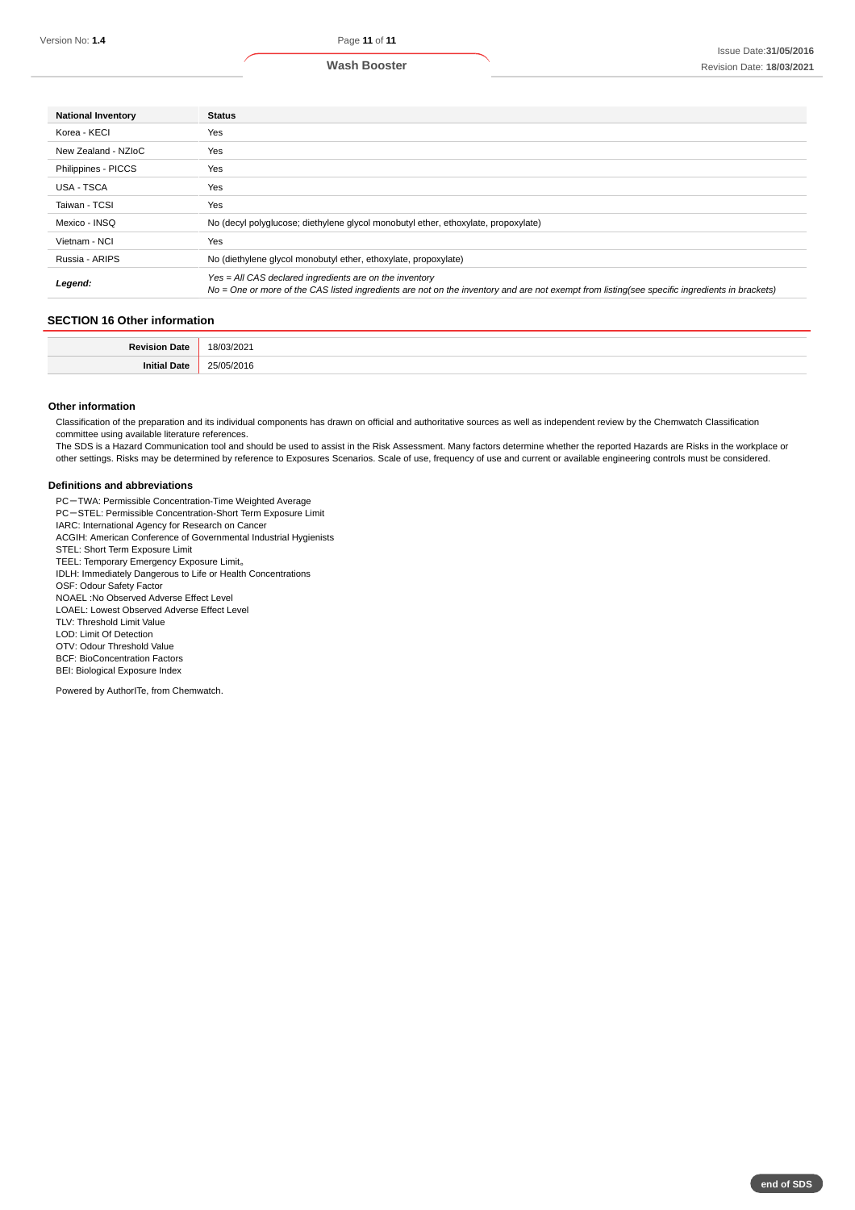| National Inventory | Status |
| --- | --- |
| Korea - KECI | Yes |
| New Zealand - NZIoC | Yes |
| Philippines - PICCS | Yes |
| USA - TSCA | Yes |
| Taiwan - TCSI | Yes |
| Mexico - INSQ | No (decyl polyglucose; diethylene glycol monobutyl ether, ethoxylate, propoxylate) |
| Vietnam - NCI | Yes |
| Russia - ARIPS | No (diethylene glycol monobutyl ether, ethoxylate, propoxylate) |
| ***Legend:*** | *Yes = All CAS declared ingredients are on the inventory*<br>*No = One or more of the CAS listed ingredients are not on the inventory and are not exempt from listing(see specific ingredients in brackets)* |

## SECTION 16 Other information

| | |
| --- | --- |
| **Revision Date** | 18/03/2021 |
| **Initial Date** | 25/05/2016 |

### Other information

Classification of the preparation and its individual components has drawn on official and authoritative sources as well as independent review by the Chemwatch Classification committee using available literature references.
The SDS is a Hazard Communication tool and should be used to assist in the Risk Assessment. Many factors determine whether the reported Hazards are Risks in the workplace or other settings. Risks may be determined by reference to Exposures Scenarios. Scale of use, frequency of use and current or available engineering controls must be considered.

### Definitions and abbreviations

PC－TWA: Permissible Concentration-Time Weighted Average
PC－STEL: Permissible Concentration-Short Term Exposure Limit
IARC: International Agency for Research on Cancer
ACGIH: American Conference of Governmental Industrial Hygienists
STEL: Short Term Exposure Limit
TEEL: Temporary Emergency Exposure Limit。
IDLH: Immediately Dangerous to Life or Health Concentrations
OSF: Odour Safety Factor
NOAEL :No Observed Adverse Effect Level
LOAEL: Lowest Observed Adverse Effect Level
TLV: Threshold Limit Value
LOD: Limit Of Detection
OTV: Odour Threshold Value
BCF: BioConcentration Factors
BEI: Biological Exposure Index

Powered by AuthorITe, from Chemwatch.

end of SDS